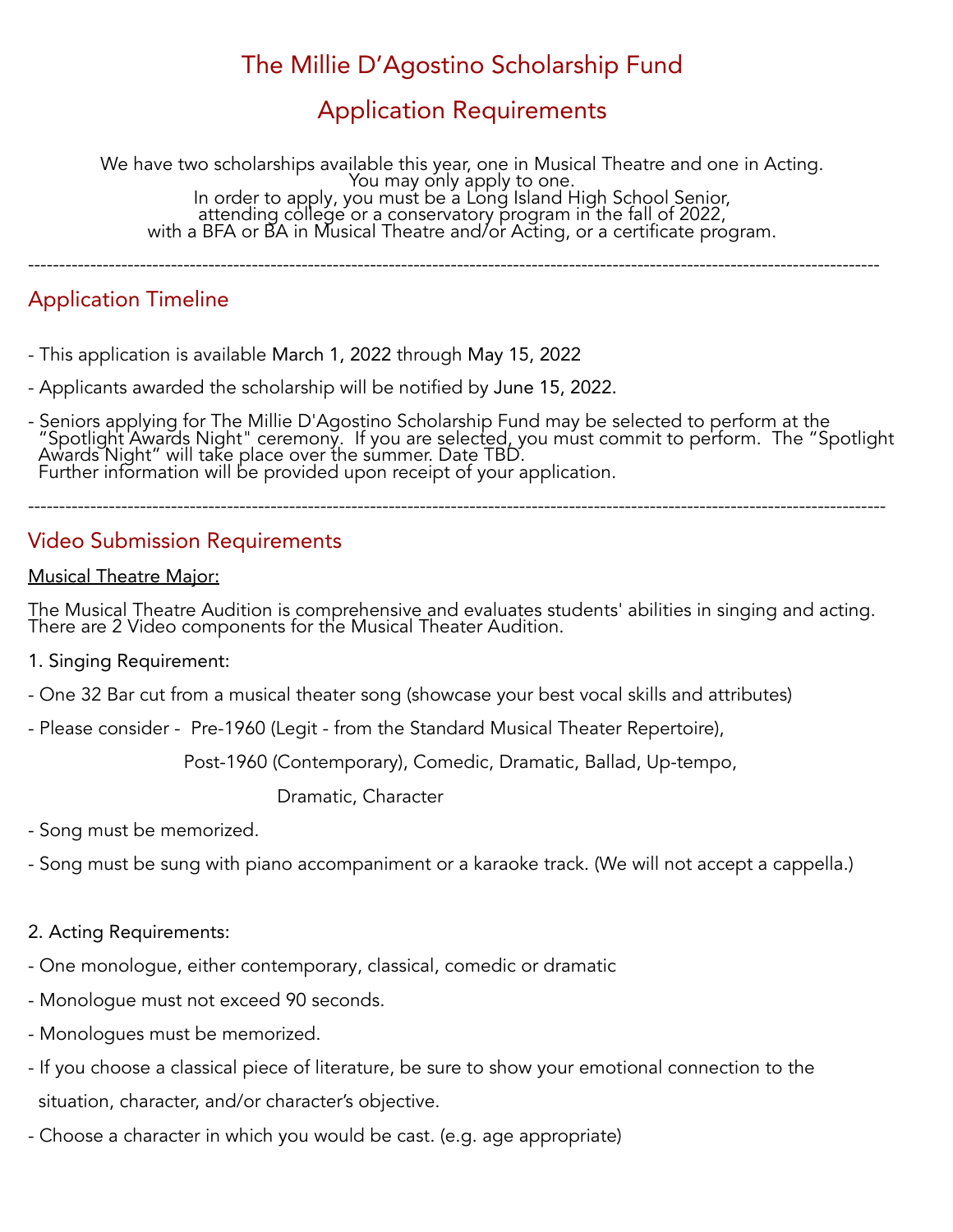# The Millie D'Agostino Scholarship Fund

## Application Requirements

We have two scholarships available this year, one in Musical Theatre and one in Acting.
You may only apply to one.
In order to apply, you must be a Long Island High School Senior,
attending college or a conservatory program in the fall of 2022,
with a BFA or BA in Musical Theatre and/or Acting, or a certificate program.

---

## Application Timeline

- This application is available March 1, 2022 through May 15, 2022
- Applicants awarded the scholarship will be notified by June 15, 2022.
- Seniors applying for The Millie D'Agostino Scholarship Fund may be selected to perform at the "Spotlight Awards Night" ceremony. If you are selected, you must commit to perform. The "Spotlight Awards Night" will take place over the summer. Date TBD.
  Further information will be provided upon receipt of your application.

---

## Video Submission Requirements

Musical Theatre Major:

The Musical Theatre Audition is comprehensive and evaluates students' abilities in singing and acting. There are 2 Video components for the Musical Theater Audition.

1. Singing Requirement:

- One 32 Bar cut from a musical theater song (showcase your best vocal skills and attributes)
- Please consider - Pre-1960 (Legit - from the Standard Musical Theater Repertoire), Post-1960 (Contemporary), Comedic, Dramatic, Ballad, Up-tempo, Dramatic, Character
- Song must be memorized.
- Song must be sung with piano accompaniment or a karaoke track. (We will not accept a cappella.)

2. Acting Requirements:

- One monologue, either contemporary, classical, comedic or dramatic
- Monologue must not exceed 90 seconds.
- Monologues must be memorized.
- If you choose a classical piece of literature, be sure to show your emotional connection to the situation, character, and/or character's objective.
- Choose a character in which you would be cast. (e.g. age appropriate)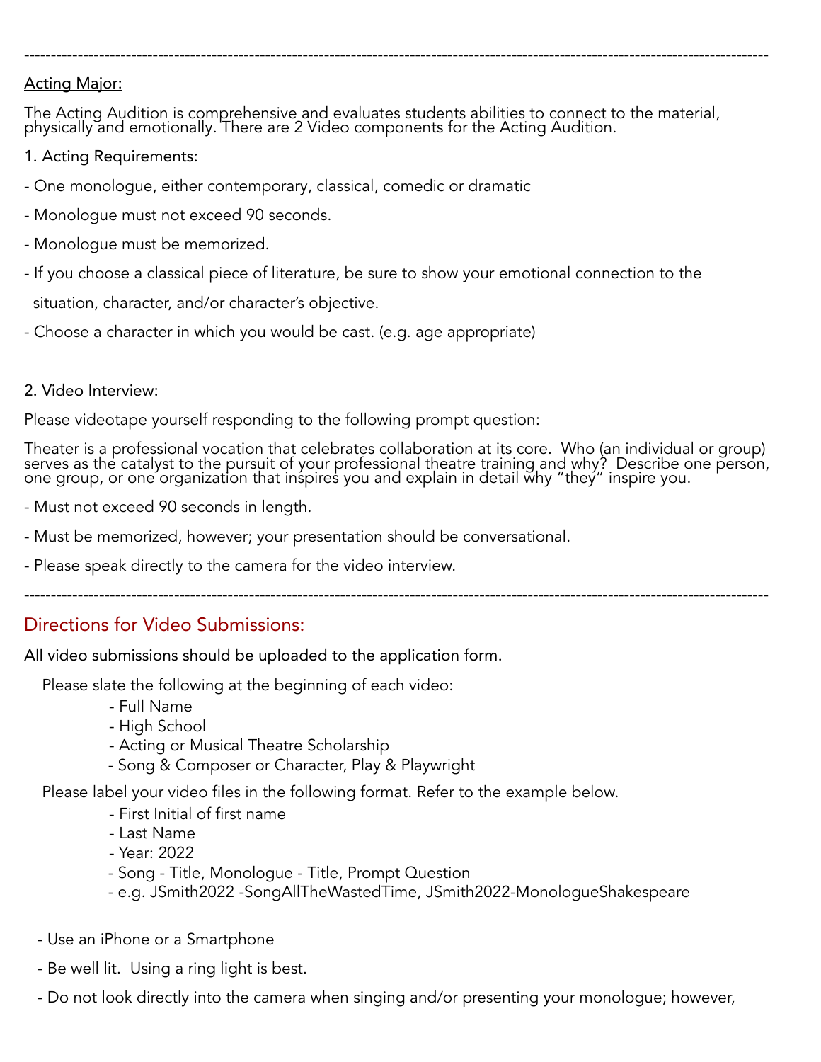---

Acting Major:

The Acting Audition is comprehensive and evaluates students abilities to connect to the material, physically and emotionally. There are 2 Video components for the Acting Audition.

1. Acting Requirements:

- One monologue, either contemporary, classical, comedic or dramatic
- Monologue must not exceed 90 seconds.
- Monologue must be memorized.
- If you choose a classical piece of literature, be sure to show your emotional connection to the situation, character, and/or character's objective.
- Choose a character in which you would be cast. (e.g. age appropriate)

2. Video Interview:

Please videotape yourself responding to the following prompt question:

Theater is a professional vocation that celebrates collaboration at its core. Who (an individual or group) serves as the catalyst to the pursuit of your professional theatre training and why? Describe one person, one group, or one organization that inspires you and explain in detail why "they" inspire you.

- Must not exceed 90 seconds in length.
- Must be memorized, however; your presentation should be conversational.
- Please speak directly to the camera for the video interview.

---

## Directions for Video Submissions:

All video submissions should be uploaded to the application form.

Please slate the following at the beginning of each video:

- Full Name
- High School
- Acting or Musical Theatre Scholarship
- Song & Composer or Character, Play & Playwright

Please label your video files in the following format. Refer to the example below.

- First Initial of first name
- Last Name
- Year: 2022
- Song - Title, Monologue - Title, Prompt Question
- e.g. JSmith2022 -SongAllTheWastedTime, JSmith2022-MonologueShakespeare

- Use an iPhone or a Smartphone
- Be well lit. Using a ring light is best.
- Do not look directly into the camera when singing and/or presenting your monologue; however,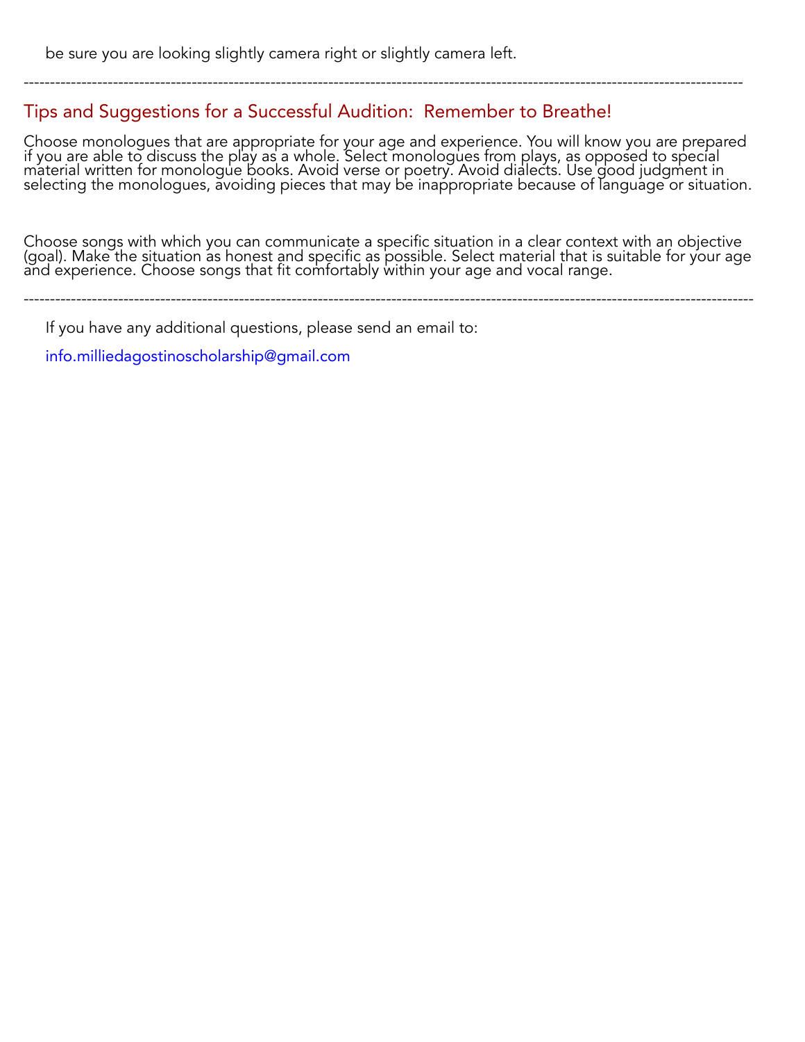be sure you are looking slightly camera right or slightly camera left.

---

## Tips and Suggestions for a Successful Audition: Remember to Breathe!

Choose monologues that are appropriate for your age and experience. You will know you are prepared if you are able to discuss the play as a whole. Select monologues from plays, as opposed to special material written for monologue books. Avoid verse or poetry. Avoid dialects. Use good judgment in selecting the monologues, avoiding pieces that may be inappropriate because of language or situation.

Choose songs with which you can communicate a specific situation in a clear context with an objective (goal). Make the situation as honest and specific as possible. Select material that is suitable for your age and experience. Choose songs that fit comfortably within your age and vocal range.

---

If you have any additional questions, please send an email to:

info.milliedagostinoscholarship@gmail.com